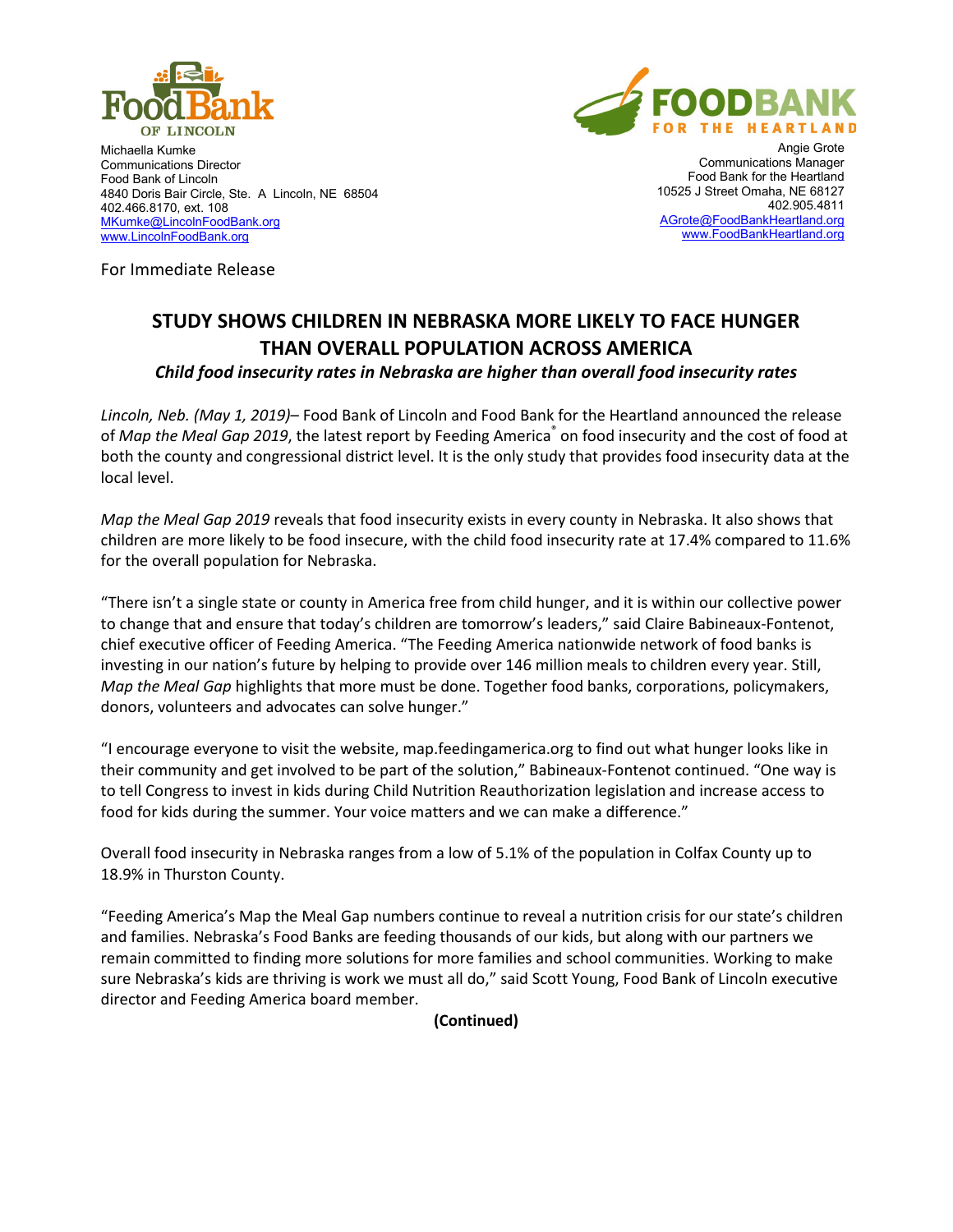Michaella Kumke
Communications Director
Food Bank of Lincoln
4840 Doris Bair Circle, Ste. A Lincoln, NE 68504
402.466.8170, ext. 108
MKumke@LincolnFoodBank.org
www.LincolnFoodBank.org

Angie Grote
Communications Manager
Food Bank for the Heartland
10525 J Street Omaha, NE 68127
402.905.4811
AGrote@FoodBankHeartland.org
www.FoodBankHeartland.org

For Immediate Release

# STUDY SHOWS CHILDREN IN NEBRASKA MORE LIKELY TO FACE HUNGER THAN OVERALL POPULATION ACROSS AMERICA

***Child food insecurity rates in Nebraska are higher than overall food insecurity rates***

*Lincoln, Neb. (May 1, 2019)*– Food Bank of Lincoln and Food Bank for the Heartland announced the release of *Map the Meal Gap 2019*, the latest report by Feeding America® on food insecurity and the cost of food at both the county and congressional district level. It is the only study that provides food insecurity data at the local level.

*Map the Meal Gap 2019* reveals that food insecurity exists in every county in Nebraska. It also shows that children are more likely to be food insecure, with the child food insecurity rate at 17.4% compared to 11.6% for the overall population for Nebraska.

"There isn't a single state or county in America free from child hunger, and it is within our collective power to change that and ensure that today's children are tomorrow's leaders," said Claire Babineaux-Fontenot, chief executive officer of Feeding America. "The Feeding America nationwide network of food banks is investing in our nation's future by helping to provide over 146 million meals to children every year. Still, *Map the Meal Gap* highlights that more must be done. Together food banks, corporations, policymakers, donors, volunteers and advocates can solve hunger."

"I encourage everyone to visit the website, map.feedingamerica.org to find out what hunger looks like in their community and get involved to be part of the solution," Babineaux-Fontenot continued. "One way is to tell Congress to invest in kids during Child Nutrition Reauthorization legislation and increase access to food for kids during the summer. Your voice matters and we can make a difference."

Overall food insecurity in Nebraska ranges from a low of 5.1% of the population in Colfax County up to 18.9% in Thurston County.

"Feeding America's Map the Meal Gap numbers continue to reveal a nutrition crisis for our state's children and families. Nebraska's Food Banks are feeding thousands of our kids, but along with our partners we remain committed to finding more solutions for more families and school communities. Working to make sure Nebraska's kids are thriving is work we must all do," said Scott Young, Food Bank of Lincoln executive director and Feeding America board member.

**(Continued)**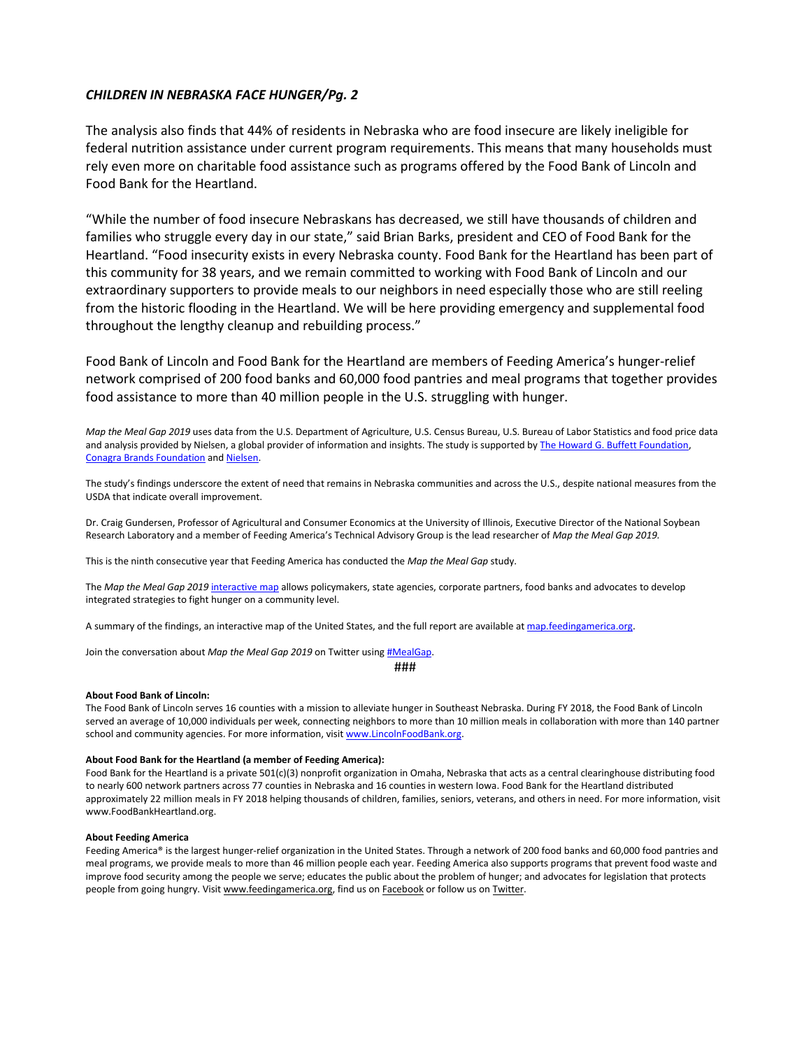*CHILDREN IN NEBRASKA FACE HUNGER/Pg. 2*

The analysis also finds that 44% of residents in Nebraska who are food insecure are likely ineligible for federal nutrition assistance under current program requirements. This means that many households must rely even more on charitable food assistance such as programs offered by the Food Bank of Lincoln and Food Bank for the Heartland.

"While the number of food insecure Nebraskans has decreased, we still have thousands of children and families who struggle every day in our state," said Brian Barks, president and CEO of Food Bank for the Heartland. "Food insecurity exists in every Nebraska county. Food Bank for the Heartland has been part of this community for 38 years, and we remain committed to working with Food Bank of Lincoln and our extraordinary supporters to provide meals to our neighbors in need especially those who are still reeling from the historic flooding in the Heartland. We will be here providing emergency and supplemental food throughout the lengthy cleanup and rebuilding process."

Food Bank of Lincoln and Food Bank for the Heartland are members of Feeding America's hunger-relief network comprised of 200 food banks and 60,000 food pantries and meal programs that together provides food assistance to more than 40 million people in the U.S. struggling with hunger.

*Map the Meal Gap 2019* uses data from the U.S. Department of Agriculture, U.S. Census Bureau, U.S. Bureau of Labor Statistics and food price data and analysis provided by Nielsen, a global provider of information and insights. The study is supported by The Howard G. Buffett Foundation, Conagra Brands Foundation and Nielsen.

The study's findings underscore the extent of need that remains in Nebraska communities and across the U.S., despite national measures from the USDA that indicate overall improvement.

Dr. Craig Gundersen, Professor of Agricultural and Consumer Economics at the University of Illinois, Executive Director of the National Soybean Research Laboratory and a member of Feeding America's Technical Advisory Group is the lead researcher of *Map the Meal Gap 2019.*

This is the ninth consecutive year that Feeding America has conducted the *Map the Meal Gap* study.

The *Map the Meal Gap 2019* interactive map allows policymakers, state agencies, corporate partners, food banks and advocates to develop integrated strategies to fight hunger on a community level.

A summary of the findings, an interactive map of the United States, and the full report are available at map.feedingamerica.org.

Join the conversation about *Map the Meal Gap 2019* on Twitter using #MealGap.

###

**About Food Bank of Lincoln:**
The Food Bank of Lincoln serves 16 counties with a mission to alleviate hunger in Southeast Nebraska. During FY 2018, the Food Bank of Lincoln served an average of 10,000 individuals per week, connecting neighbors to more than 10 million meals in collaboration with more than 140 partner school and community agencies. For more information, visit www.LincolnFoodBank.org.

**About Food Bank for the Heartland (a member of Feeding America):**
Food Bank for the Heartland is a private 501(c)(3) nonprofit organization in Omaha, Nebraska that acts as a central clearinghouse distributing food to nearly 600 network partners across 77 counties in Nebraska and 16 counties in western Iowa. Food Bank for the Heartland distributed approximately 22 million meals in FY 2018 helping thousands of children, families, seniors, veterans, and others in need. For more information, visit www.FoodBankHeartland.org.

**About Feeding America**
Feeding America® is the largest hunger-relief organization in the United States. Through a network of 200 food banks and 60,000 food pantries and meal programs, we provide meals to more than 46 million people each year. Feeding America also supports programs that prevent food waste and improve food security among the people we serve; educates the public about the problem of hunger; and advocates for legislation that protects people from going hungry. Visit www.feedingamerica.org, find us on Facebook or follow us on Twitter.